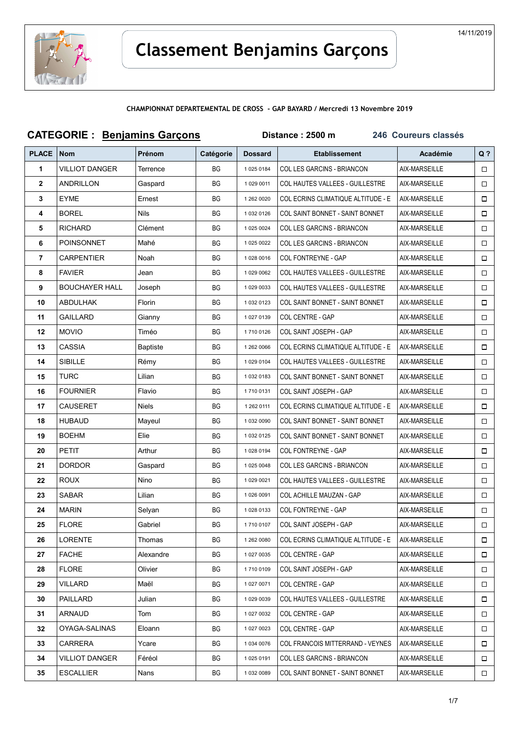14/11/2019

# Classement Benjamins Garçons

**CHAMPIONNAT DEPARTEMENTAL DE CROSS - GAP BAYARD / Mercredi 13 Novembre 2019**

## CATEGORIE : Benjamins Garçons    Distance : 2500 m    246 Coureurs classés

| PLACE | Nom | Prénom | Catégorie | Dossard | Etablissement | Académie | Q ? |
|---|---|---|---|---|---|---|---|
| 1 | VILLIOT DANGER | Terrence | BG | 1 025 0184 | COL LES GARCINS - BRIANCON | AIX-MARSEILLE | ☐ |
| 2 | ANDRILLON | Gaspard | BG | 1 029 0011 | COL HAUTES VALLEES - GUILLESTRE | AIX-MARSEILLE | ☐ |
| 3 | EYME | Ernest | BG | 1 262 0020 | COL ECRINS CLIMATIQUE ALTITUDE - E | AIX-MARSEILLE | ☐ |
| 4 | BOREL | Nils | BG | 1 032 0126 | COL SAINT BONNET - SAINT BONNET | AIX-MARSEILLE | ☐ |
| 5 | RICHARD | Clément | BG | 1 025 0024 | COL LES GARCINS - BRIANCON | AIX-MARSEILLE | ☐ |
| 6 | POINSONNET | Mahé | BG | 1 025 0022 | COL LES GARCINS - BRIANCON | AIX-MARSEILLE | ☐ |
| 7 | CARPENTIER | Noah | BG | 1 028 0016 | COL FONTREYNE - GAP | AIX-MARSEILLE | ☐ |
| 8 | FAVIER | Jean | BG | 1 029 0062 | COL HAUTES VALLEES - GUILLESTRE | AIX-MARSEILLE | ☐ |
| 9 | BOUCHAYER HALL | Joseph | BG | 1 029 0033 | COL HAUTES VALLEES - GUILLESTRE | AIX-MARSEILLE | ☐ |
| 10 | ABDULHAK | Florin | BG | 1 032 0123 | COL SAINT BONNET - SAINT BONNET | AIX-MARSEILLE | ☐ |
| 11 | GAILLARD | Gianny | BG | 1 027 0139 | COL CENTRE - GAP | AIX-MARSEILLE | ☐ |
| 12 | MOVIO | Timéo | BG | 1 710 0126 | COL SAINT JOSEPH - GAP | AIX-MARSEILLE | ☐ |
| 13 | CASSIA | Baptiste | BG | 1 262 0066 | COL ECRINS CLIMATIQUE ALTITUDE - E | AIX-MARSEILLE | ☐ |
| 14 | SIBILLE | Rémy | BG | 1 029 0104 | COL HAUTES VALLEES - GUILLESTRE | AIX-MARSEILLE | ☐ |
| 15 | TURC | Lilian | BG | 1 032 0183 | COL SAINT BONNET - SAINT BONNET | AIX-MARSEILLE | ☐ |
| 16 | FOURNIER | Flavio | BG | 1 710 0131 | COL SAINT JOSEPH - GAP | AIX-MARSEILLE | ☐ |
| 17 | CAUSERET | Niels | BG | 1 262 0111 | COL ECRINS CLIMATIQUE ALTITUDE - E | AIX-MARSEILLE | ☐ |
| 18 | HUBAUD | Mayeul | BG | 1 032 0090 | COL SAINT BONNET - SAINT BONNET | AIX-MARSEILLE | ☐ |
| 19 | BOEHM | Elie | BG | 1 032 0125 | COL SAINT BONNET - SAINT BONNET | AIX-MARSEILLE | ☐ |
| 20 | PETIT | Arthur | BG | 1 028 0194 | COL FONTREYNE - GAP | AIX-MARSEILLE | ☐ |
| 21 | DORDOR | Gaspard | BG | 1 025 0048 | COL LES GARCINS - BRIANCON | AIX-MARSEILLE | ☐ |
| 22 | ROUX | Nino | BG | 1 029 0021 | COL HAUTES VALLEES - GUILLESTRE | AIX-MARSEILLE | ☐ |
| 23 | SABAR | Lilian | BG | 1 026 0091 | COL ACHILLE MAUZAN - GAP | AIX-MARSEILLE | ☐ |
| 24 | MARIN | Selyan | BG | 1 028 0133 | COL FONTREYNE - GAP | AIX-MARSEILLE | ☐ |
| 25 | FLORE | Gabriel | BG | 1 710 0107 | COL SAINT JOSEPH - GAP | AIX-MARSEILLE | ☐ |
| 26 | LORENTE | Thomas | BG | 1 262 0080 | COL ECRINS CLIMATIQUE ALTITUDE - E | AIX-MARSEILLE | ☐ |
| 27 | FACHE | Alexandre | BG | 1 027 0035 | COL CENTRE - GAP | AIX-MARSEILLE | ☐ |
| 28 | FLORE | Olivier | BG | 1 710 0109 | COL SAINT JOSEPH - GAP | AIX-MARSEILLE | ☐ |
| 29 | VILLARD | Maël | BG | 1 027 0071 | COL CENTRE - GAP | AIX-MARSEILLE | ☐ |
| 30 | PAILLARD | Julian | BG | 1 029 0039 | COL HAUTES VALLEES - GUILLESTRE | AIX-MARSEILLE | ☐ |
| 31 | ARNAUD | Tom | BG | 1 027 0032 | COL CENTRE - GAP | AIX-MARSEILLE | ☐ |
| 32 | OYAGA-SALINAS | Eloann | BG | 1 027 0023 | COL CENTRE - GAP | AIX-MARSEILLE | ☐ |
| 33 | CARRERA | Ycare | BG | 1 034 0076 | COL FRANCOIS MITTERRAND - VEYNES | AIX-MARSEILLE | ☐ |
| 34 | VILLIOT DANGER | Féréol | BG | 1 025 0191 | COL LES GARCINS - BRIANCON | AIX-MARSEILLE | ☐ |
| 35 | ESCALLIER | Nans | BG | 1 032 0089 | COL SAINT BONNET - SAINT BONNET | AIX-MARSEILLE | ☐ |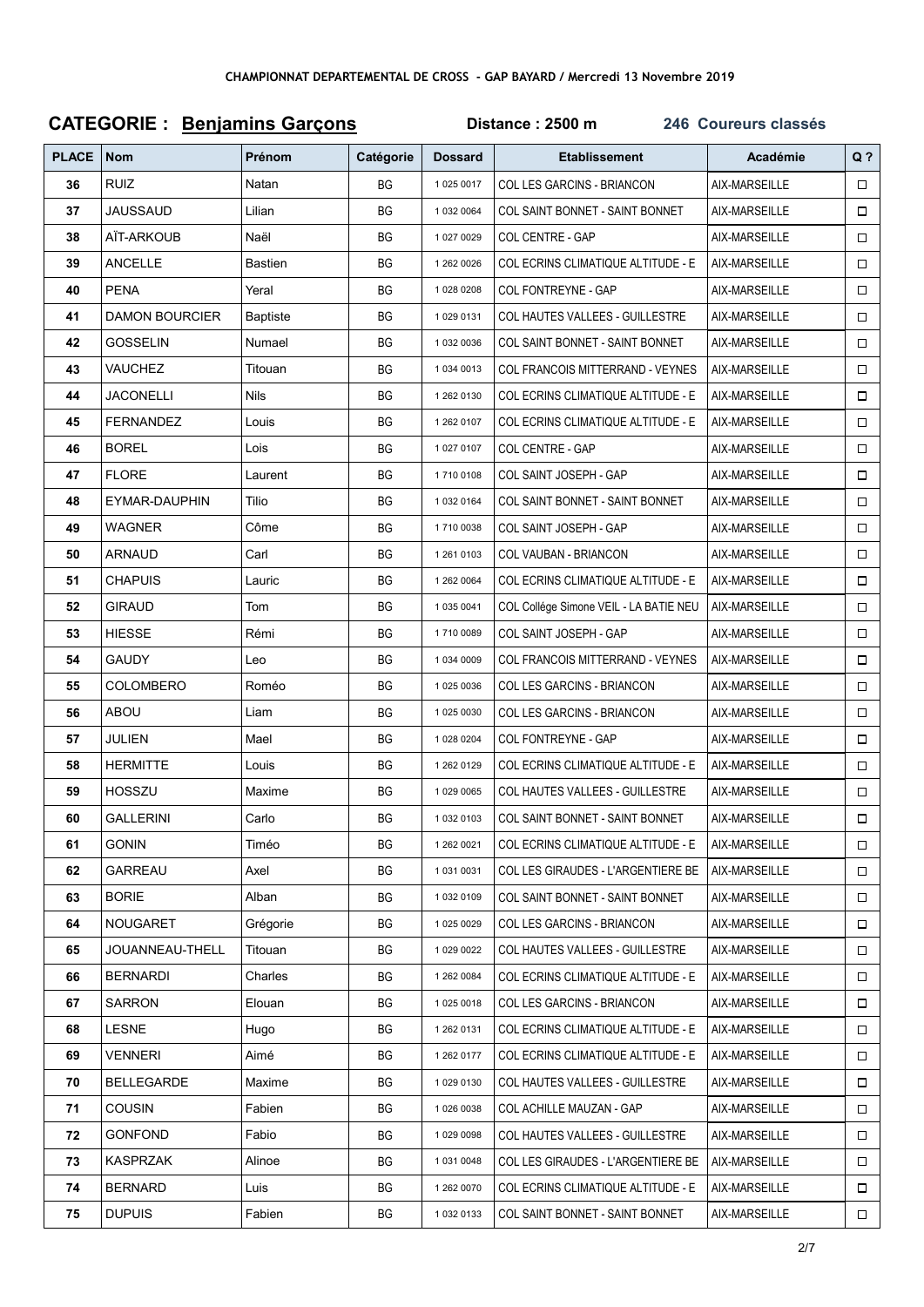**CHAMPIONNAT DEPARTEMENTAL DE CROSS - GAP BAYARD / Mercredi 13 Novembre 2019**

## CATEGORIE : Benjamins Garçons

**Distance : 2500 m** **246 Coureurs classés**

| PLACE | Nom | Prénom | Catégorie | Dossard | Etablissement | Académie | Q ? |
|---|---|---|---|---|---|---|---|
| 36 | RUIZ | Natan | BG | 1 025 0017 | COL LES GARCINS - BRIANCON | AIX-MARSEILLE | ☐ |
| 37 | JAUSSAUD | Lilian | BG | 1 032 0064 | COL SAINT BONNET - SAINT BONNET | AIX-MARSEILLE | ☐ |
| 38 | AÏT-ARKOUB | Naël | BG | 1 027 0029 | COL CENTRE - GAP | AIX-MARSEILLE | ☐ |
| 39 | ANCELLE | Bastien | BG | 1 262 0026 | COL ECRINS CLIMATIQUE ALTITUDE - E | AIX-MARSEILLE | ☐ |
| 40 | PENA | Yeral | BG | 1 028 0208 | COL FONTREYNE - GAP | AIX-MARSEILLE | ☐ |
| 41 | DAMON BOURCIER | Baptiste | BG | 1 029 0131 | COL HAUTES VALLEES - GUILLESTRE | AIX-MARSEILLE | ☐ |
| 42 | GOSSELIN | Numael | BG | 1 032 0036 | COL SAINT BONNET - SAINT BONNET | AIX-MARSEILLE | ☐ |
| 43 | VAUCHEZ | Titouan | BG | 1 034 0013 | COL FRANCOIS MITTERRAND - VEYNES | AIX-MARSEILLE | ☐ |
| 44 | JACONELLI | Nils | BG | 1 262 0130 | COL ECRINS CLIMATIQUE ALTITUDE - E | AIX-MARSEILLE | ☐ |
| 45 | FERNANDEZ | Louis | BG | 1 262 0107 | COL ECRINS CLIMATIQUE ALTITUDE - E | AIX-MARSEILLE | ☐ |
| 46 | BOREL | Lois | BG | 1 027 0107 | COL CENTRE - GAP | AIX-MARSEILLE | ☐ |
| 47 | FLORE | Laurent | BG | 1 710 0108 | COL SAINT JOSEPH - GAP | AIX-MARSEILLE | ☐ |
| 48 | EYMAR-DAUPHIN | Tilio | BG | 1 032 0164 | COL SAINT BONNET - SAINT BONNET | AIX-MARSEILLE | ☐ |
| 49 | WAGNER | Côme | BG | 1 710 0038 | COL SAINT JOSEPH - GAP | AIX-MARSEILLE | ☐ |
| 50 | ARNAUD | Carl | BG | 1 261 0103 | COL VAUBAN - BRIANCON | AIX-MARSEILLE | ☐ |
| 51 | CHAPUIS | Lauric | BG | 1 262 0064 | COL ECRINS CLIMATIQUE ALTITUDE - E | AIX-MARSEILLE | ☐ |
| 52 | GIRAUD | Tom | BG | 1 035 0041 | COL Collége Simone VEIL - LA BATIE NEU | AIX-MARSEILLE | ☐ |
| 53 | HIESSE | Rémi | BG | 1 710 0089 | COL SAINT JOSEPH - GAP | AIX-MARSEILLE | ☐ |
| 54 | GAUDY | Leo | BG | 1 034 0009 | COL FRANCOIS MITTERRAND - VEYNES | AIX-MARSEILLE | ☐ |
| 55 | COLOMBERO | Roméo | BG | 1 025 0036 | COL LES GARCINS - BRIANCON | AIX-MARSEILLE | ☐ |
| 56 | ABOU | Liam | BG | 1 025 0030 | COL LES GARCINS - BRIANCON | AIX-MARSEILLE | ☐ |
| 57 | JULIEN | Mael | BG | 1 028 0204 | COL FONTREYNE - GAP | AIX-MARSEILLE | ☐ |
| 58 | HERMITTE | Louis | BG | 1 262 0129 | COL ECRINS CLIMATIQUE ALTITUDE - E | AIX-MARSEILLE | ☐ |
| 59 | HOSSZU | Maxime | BG | 1 029 0065 | COL HAUTES VALLEES - GUILLESTRE | AIX-MARSEILLE | ☐ |
| 60 | GALLERINI | Carlo | BG | 1 032 0103 | COL SAINT BONNET - SAINT BONNET | AIX-MARSEILLE | ☐ |
| 61 | GONIN | Timéo | BG | 1 262 0021 | COL ECRINS CLIMATIQUE ALTITUDE - E | AIX-MARSEILLE | ☐ |
| 62 | GARREAU | Axel | BG | 1 031 0031 | COL LES GIRAUDES - L'ARGENTIERE BE | AIX-MARSEILLE | ☐ |
| 63 | BORIE | Alban | BG | 1 032 0109 | COL SAINT BONNET - SAINT BONNET | AIX-MARSEILLE | ☐ |
| 64 | NOUGARET | Grégorie | BG | 1 025 0029 | COL LES GARCINS - BRIANCON | AIX-MARSEILLE | ☐ |
| 65 | JOUANNEAU-THELL | Titouan | BG | 1 029 0022 | COL HAUTES VALLEES - GUILLESTRE | AIX-MARSEILLE | ☐ |
| 66 | BERNARDI | Charles | BG | 1 262 0084 | COL ECRINS CLIMATIQUE ALTITUDE - E | AIX-MARSEILLE | ☐ |
| 67 | SARRON | Elouan | BG | 1 025 0018 | COL LES GARCINS - BRIANCON | AIX-MARSEILLE | ☐ |
| 68 | LESNE | Hugo | BG | 1 262 0131 | COL ECRINS CLIMATIQUE ALTITUDE - E | AIX-MARSEILLE | ☐ |
| 69 | VENNERI | Aimé | BG | 1 262 0177 | COL ECRINS CLIMATIQUE ALTITUDE - E | AIX-MARSEILLE | ☐ |
| 70 | BELLEGARDE | Maxime | BG | 1 029 0130 | COL HAUTES VALLEES - GUILLESTRE | AIX-MARSEILLE | ☐ |
| 71 | COUSIN | Fabien | BG | 1 026 0038 | COL ACHILLE MAUZAN - GAP | AIX-MARSEILLE | ☐ |
| 72 | GONFOND | Fabio | BG | 1 029 0098 | COL HAUTES VALLEES - GUILLESTRE | AIX-MARSEILLE | ☐ |
| 73 | KASPRZAK | Alinoe | BG | 1 031 0048 | COL LES GIRAUDES - L'ARGENTIERE BE | AIX-MARSEILLE | ☐ |
| 74 | BERNARD | Luis | BG | 1 262 0070 | COL ECRINS CLIMATIQUE ALTITUDE - E | AIX-MARSEILLE | ☐ |
| 75 | DUPUIS | Fabien | BG | 1 032 0133 | COL SAINT BONNET - SAINT BONNET | AIX-MARSEILLE | ☐ |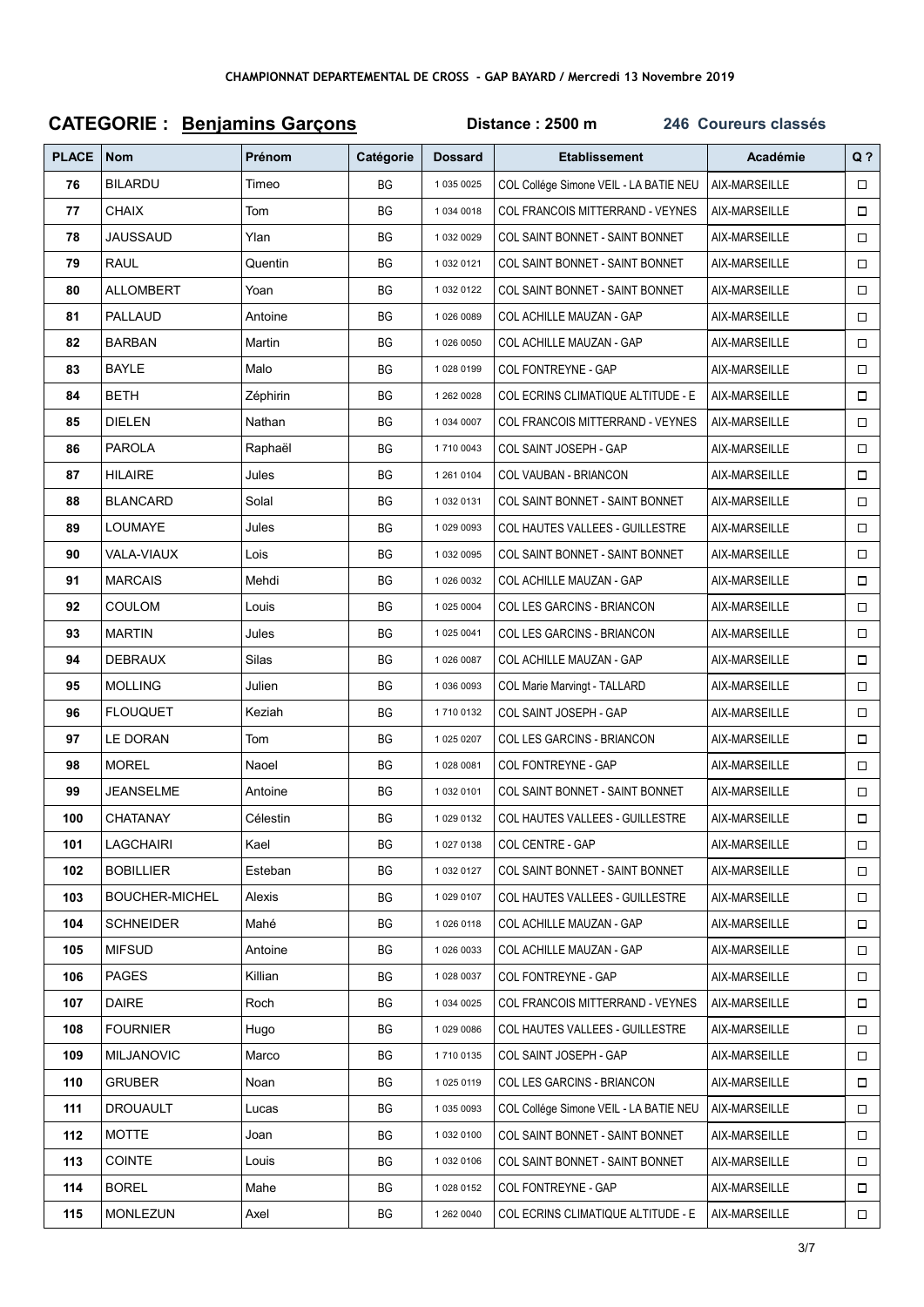**CHAMPIONNAT DEPARTEMENTAL DE CROSS - GAP BAYARD / Mercredi 13 Novembre 2019**

## CATEGORIE : Benjamins Garçons

**Distance : 2500 m** **246 Coureurs classés**

| PLACE | Nom | Prénom | Catégorie | Dossard | Etablissement | Académie | Q ? |
|---|---|---|---|---|---|---|---|
| 76 | BILARDU | Timeo | BG | 1 035 0025 | COL Collége Simone VEIL - LA BATIE NEU | AIX-MARSEILLE | ☐ |
| 77 | CHAIX | Tom | BG | 1 034 0018 | COL FRANCOIS MITTERRAND - VEYNES | AIX-MARSEILLE | ☐ |
| 78 | JAUSSAUD | Ylan | BG | 1 032 0029 | COL SAINT BONNET - SAINT BONNET | AIX-MARSEILLE | ☐ |
| 79 | RAUL | Quentin | BG | 1 032 0121 | COL SAINT BONNET - SAINT BONNET | AIX-MARSEILLE | ☐ |
| 80 | ALLOMBERT | Yoan | BG | 1 032 0122 | COL SAINT BONNET - SAINT BONNET | AIX-MARSEILLE | ☐ |
| 81 | PALLAUD | Antoine | BG | 1 026 0089 | COL ACHILLE MAUZAN - GAP | AIX-MARSEILLE | ☐ |
| 82 | BARBAN | Martin | BG | 1 026 0050 | COL ACHILLE MAUZAN - GAP | AIX-MARSEILLE | ☐ |
| 83 | BAYLE | Malo | BG | 1 028 0199 | COL FONTREYNE - GAP | AIX-MARSEILLE | ☐ |
| 84 | BETH | Zéphirin | BG | 1 262 0028 | COL ECRINS CLIMATIQUE ALTITUDE - E | AIX-MARSEILLE | ☐ |
| 85 | DIELEN | Nathan | BG | 1 034 0007 | COL FRANCOIS MITTERRAND - VEYNES | AIX-MARSEILLE | ☐ |
| 86 | PAROLA | Raphaël | BG | 1 710 0043 | COL SAINT JOSEPH - GAP | AIX-MARSEILLE | ☐ |
| 87 | HILAIRE | Jules | BG | 1 261 0104 | COL VAUBAN - BRIANCON | AIX-MARSEILLE | ☐ |
| 88 | BLANCARD | Solal | BG | 1 032 0131 | COL SAINT BONNET - SAINT BONNET | AIX-MARSEILLE | ☐ |
| 89 | LOUMAYE | Jules | BG | 1 029 0093 | COL HAUTES VALLEES - GUILLESTRE | AIX-MARSEILLE | ☐ |
| 90 | VALA-VIAUX | Lois | BG | 1 032 0095 | COL SAINT BONNET - SAINT BONNET | AIX-MARSEILLE | ☐ |
| 91 | MARCAIS | Mehdi | BG | 1 026 0032 | COL ACHILLE MAUZAN - GAP | AIX-MARSEILLE | ☐ |
| 92 | COULOM | Louis | BG | 1 025 0004 | COL LES GARCINS - BRIANCON | AIX-MARSEILLE | ☐ |
| 93 | MARTIN | Jules | BG | 1 025 0041 | COL LES GARCINS - BRIANCON | AIX-MARSEILLE | ☐ |
| 94 | DEBRAUX | Silas | BG | 1 026 0087 | COL ACHILLE MAUZAN - GAP | AIX-MARSEILLE | ☐ |
| 95 | MOLLING | Julien | BG | 1 036 0093 | COL Marie Marvingt - TALLARD | AIX-MARSEILLE | ☐ |
| 96 | FLOUQUET | Keziah | BG | 1 710 0132 | COL SAINT JOSEPH - GAP | AIX-MARSEILLE | ☐ |
| 97 | LE DORAN | Tom | BG | 1 025 0207 | COL LES GARCINS - BRIANCON | AIX-MARSEILLE | ☐ |
| 98 | MOREL | Naoel | BG | 1 028 0081 | COL FONTREYNE - GAP | AIX-MARSEILLE | ☐ |
| 99 | JEANSELME | Antoine | BG | 1 032 0101 | COL SAINT BONNET - SAINT BONNET | AIX-MARSEILLE | ☐ |
| 100 | CHATANAY | Célestin | BG | 1 029 0132 | COL HAUTES VALLEES - GUILLESTRE | AIX-MARSEILLE | ☐ |
| 101 | LAGCHAIRI | Kael | BG | 1 027 0138 | COL CENTRE - GAP | AIX-MARSEILLE | ☐ |
| 102 | BOBILLIER | Esteban | BG | 1 032 0127 | COL SAINT BONNET - SAINT BONNET | AIX-MARSEILLE | ☐ |
| 103 | BOUCHER-MICHEL | Alexis | BG | 1 029 0107 | COL HAUTES VALLEES - GUILLESTRE | AIX-MARSEILLE | ☐ |
| 104 | SCHNEIDER | Mahé | BG | 1 026 0118 | COL ACHILLE MAUZAN - GAP | AIX-MARSEILLE | ☐ |
| 105 | MIFSUD | Antoine | BG | 1 026 0033 | COL ACHILLE MAUZAN - GAP | AIX-MARSEILLE | ☐ |
| 106 | PAGES | Killian | BG | 1 028 0037 | COL FONTREYNE - GAP | AIX-MARSEILLE | ☐ |
| 107 | DAIRE | Roch | BG | 1 034 0025 | COL FRANCOIS MITTERRAND - VEYNES | AIX-MARSEILLE | ☐ |
| 108 | FOURNIER | Hugo | BG | 1 029 0086 | COL HAUTES VALLEES - GUILLESTRE | AIX-MARSEILLE | ☐ |
| 109 | MILJANOVIC | Marco | BG | 1 710 0135 | COL SAINT JOSEPH - GAP | AIX-MARSEILLE | ☐ |
| 110 | GRUBER | Noan | BG | 1 025 0119 | COL LES GARCINS - BRIANCON | AIX-MARSEILLE | ☐ |
| 111 | DROUAULT | Lucas | BG | 1 035 0093 | COL Collége Simone VEIL - LA BATIE NEU | AIX-MARSEILLE | ☐ |
| 112 | MOTTE | Joan | BG | 1 032 0100 | COL SAINT BONNET - SAINT BONNET | AIX-MARSEILLE | ☐ |
| 113 | COINTE | Louis | BG | 1 032 0106 | COL SAINT BONNET - SAINT BONNET | AIX-MARSEILLE | ☐ |
| 114 | BOREL | Mahe | BG | 1 028 0152 | COL FONTREYNE - GAP | AIX-MARSEILLE | ☐ |
| 115 | MONLEZUN | Axel | BG | 1 262 0040 | COL ECRINS CLIMATIQUE ALTITUDE - E | AIX-MARSEILLE | ☐ |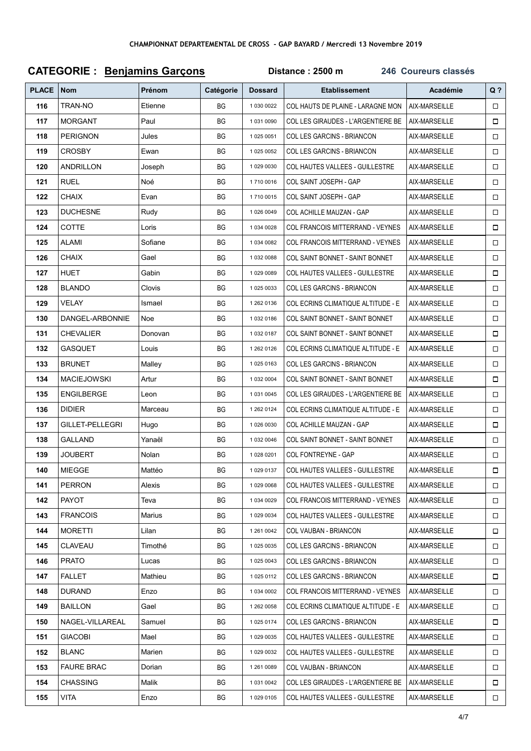**CHAMPIONNAT DEPARTEMENTAL DE CROSS - GAP BAYARD / Mercredi 13 Novembre 2019**

## CATEGORIE : Benjamins Garçons

**Distance : 2500 m** **246 Coureurs classés**

| PLACE | Nom | Prénom | Catégorie | Dossard | Etablissement | Académie | Q ? |
|---|---|---|---|---|---|---|---|
| 116 | TRAN-NO | Etienne | BG | 1 030 0022 | COL HAUTS DE PLAINE - LARAGNE MON | AIX-MARSEILLE | ☐ |
| 117 | MORGANT | Paul | BG | 1 031 0090 | COL LES GIRAUDES - L'ARGENTIERE BE | AIX-MARSEILLE | ☐ |
| 118 | PERIGNON | Jules | BG | 1 025 0051 | COL LES GARCINS - BRIANCON | AIX-MARSEILLE | ☐ |
| 119 | CROSBY | Ewan | BG | 1 025 0052 | COL LES GARCINS - BRIANCON | AIX-MARSEILLE | ☐ |
| 120 | ANDRILLON | Joseph | BG | 1 029 0030 | COL HAUTES VALLEES - GUILLESTRE | AIX-MARSEILLE | ☐ |
| 121 | RUEL | Noé | BG | 1 710 0016 | COL SAINT JOSEPH - GAP | AIX-MARSEILLE | ☐ |
| 122 | CHAIX | Evan | BG | 1 710 0015 | COL SAINT JOSEPH - GAP | AIX-MARSEILLE | ☐ |
| 123 | DUCHESNE | Rudy | BG | 1 026 0049 | COL ACHILLE MAUZAN - GAP | AIX-MARSEILLE | ☐ |
| 124 | COTTE | Loris | BG | 1 034 0028 | COL FRANCOIS MITTERRAND - VEYNES | AIX-MARSEILLE | ☐ |
| 125 | ALAMI | Sofiane | BG | 1 034 0082 | COL FRANCOIS MITTERRAND - VEYNES | AIX-MARSEILLE | ☐ |
| 126 | CHAIX | Gael | BG | 1 032 0088 | COL SAINT BONNET - SAINT BONNET | AIX-MARSEILLE | ☐ |
| 127 | HUET | Gabin | BG | 1 029 0089 | COL HAUTES VALLEES - GUILLESTRE | AIX-MARSEILLE | ☐ |
| 128 | BLANDO | Clovis | BG | 1 025 0033 | COL LES GARCINS - BRIANCON | AIX-MARSEILLE | ☐ |
| 129 | VELAY | Ismael | BG | 1 262 0136 | COL ECRINS CLIMATIQUE ALTITUDE - E | AIX-MARSEILLE | ☐ |
| 130 | DANGEL-ARBONNIE | Noe | BG | 1 032 0186 | COL SAINT BONNET - SAINT BONNET | AIX-MARSEILLE | ☐ |
| 131 | CHEVALIER | Donovan | BG | 1 032 0187 | COL SAINT BONNET - SAINT BONNET | AIX-MARSEILLE | ☐ |
| 132 | GASQUET | Louis | BG | 1 262 0126 | COL ECRINS CLIMATIQUE ALTITUDE - E | AIX-MARSEILLE | ☐ |
| 133 | BRUNET | Malley | BG | 1 025 0163 | COL LES GARCINS - BRIANCON | AIX-MARSEILLE | ☐ |
| 134 | MACIEJOWSKI | Artur | BG | 1 032 0004 | COL SAINT BONNET - SAINT BONNET | AIX-MARSEILLE | ☐ |
| 135 | ENGILBERGE | Leon | BG | 1 031 0045 | COL LES GIRAUDES - L'ARGENTIERE BE | AIX-MARSEILLE | ☐ |
| 136 | DIDIER | Marceau | BG | 1 262 0124 | COL ECRINS CLIMATIQUE ALTITUDE - E | AIX-MARSEILLE | ☐ |
| 137 | GILLET-PELLEGRI | Hugo | BG | 1 026 0030 | COL ACHILLE MAUZAN - GAP | AIX-MARSEILLE | ☐ |
| 138 | GALLAND | Yanaël | BG | 1 032 0046 | COL SAINT BONNET - SAINT BONNET | AIX-MARSEILLE | ☐ |
| 139 | JOUBERT | Nolan | BG | 1 028 0201 | COL FONTREYNE - GAP | AIX-MARSEILLE | ☐ |
| 140 | MIEGGE | Mattéo | BG | 1 029 0137 | COL HAUTES VALLEES - GUILLESTRE | AIX-MARSEILLE | ☐ |
| 141 | PERRON | Alexis | BG | 1 029 0068 | COL HAUTES VALLEES - GUILLESTRE | AIX-MARSEILLE | ☐ |
| 142 | PAYOT | Teva | BG | 1 034 0029 | COL FRANCOIS MITTERRAND - VEYNES | AIX-MARSEILLE | ☐ |
| 143 | FRANCOIS | Marius | BG | 1 029 0034 | COL HAUTES VALLEES - GUILLESTRE | AIX-MARSEILLE | ☐ |
| 144 | MORETTI | Lilan | BG | 1 261 0042 | COL VAUBAN - BRIANCON | AIX-MARSEILLE | ☐ |
| 145 | CLAVEAU | Timothé | BG | 1 025 0035 | COL LES GARCINS - BRIANCON | AIX-MARSEILLE | ☐ |
| 146 | PRATO | Lucas | BG | 1 025 0043 | COL LES GARCINS - BRIANCON | AIX-MARSEILLE | ☐ |
| 147 | FALLET | Mathieu | BG | 1 025 0112 | COL LES GARCINS - BRIANCON | AIX-MARSEILLE | ☐ |
| 148 | DURAND | Enzo | BG | 1 034 0002 | COL FRANCOIS MITTERRAND - VEYNES | AIX-MARSEILLE | ☐ |
| 149 | BAILLON | Gael | BG | 1 262 0058 | COL ECRINS CLIMATIQUE ALTITUDE - E | AIX-MARSEILLE | ☐ |
| 150 | NAGEL-VILLAREAL | Samuel | BG | 1 025 0174 | COL LES GARCINS - BRIANCON | AIX-MARSEILLE | ☐ |
| 151 | GIACOBI | Mael | BG | 1 029 0035 | COL HAUTES VALLEES - GUILLESTRE | AIX-MARSEILLE | ☐ |
| 152 | BLANC | Marien | BG | 1 029 0032 | COL HAUTES VALLEES - GUILLESTRE | AIX-MARSEILLE | ☐ |
| 153 | FAURE BRAC | Dorian | BG | 1 261 0089 | COL VAUBAN - BRIANCON | AIX-MARSEILLE | ☐ |
| 154 | CHASSING | Malik | BG | 1 031 0042 | COL LES GIRAUDES - L'ARGENTIERE BE | AIX-MARSEILLE | ☐ |
| 155 | VITA | Enzo | BG | 1 029 0105 | COL HAUTES VALLEES - GUILLESTRE | AIX-MARSEILLE | ☐ |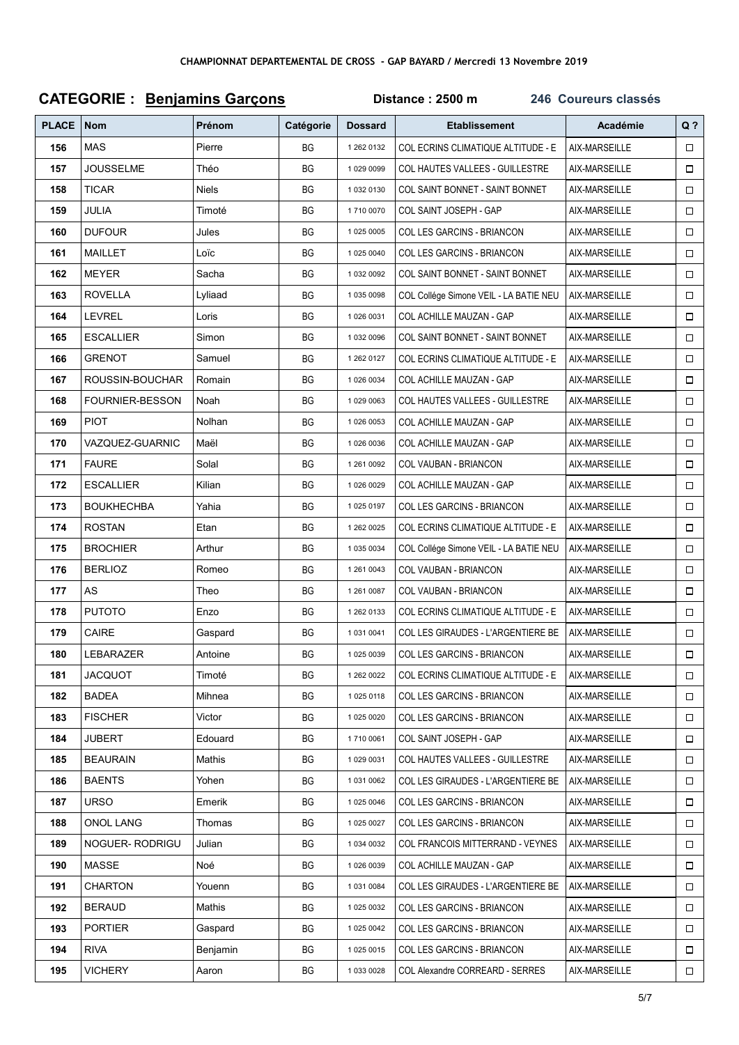**CHAMPIONNAT DEPARTEMENTAL DE CROSS - GAP BAYARD / Mercredi 13 Novembre 2019**

## CATEGORIE : Benjamins Garçons      Distance : 2500 m      246 Coureurs classés

| PLACE | Nom | Prénom | Catégorie | Dossard | Etablissement | Académie | Q ? |
|---|---|---|---|---|---|---|---|
| 156 | MAS | Pierre | BG | 1 262 0132 | COL ECRINS CLIMATIQUE ALTITUDE - E | AIX-MARSEILLE | ☐ |
| 157 | JOUSSELME | Théo | BG | 1 029 0099 | COL HAUTES VALLEES - GUILLESTRE | AIX-MARSEILLE | ☐ |
| 158 | TICAR | Niels | BG | 1 032 0130 | COL SAINT BONNET - SAINT BONNET | AIX-MARSEILLE | ☐ |
| 159 | JULIA | Timoté | BG | 1 710 0070 | COL SAINT JOSEPH - GAP | AIX-MARSEILLE | ☐ |
| 160 | DUFOUR | Jules | BG | 1 025 0005 | COL LES GARCINS - BRIANCON | AIX-MARSEILLE | ☐ |
| 161 | MAILLET | Loïc | BG | 1 025 0040 | COL LES GARCINS - BRIANCON | AIX-MARSEILLE | ☐ |
| 162 | MEYER | Sacha | BG | 1 032 0092 | COL SAINT BONNET - SAINT BONNET | AIX-MARSEILLE | ☐ |
| 163 | ROVELLA | Lyliaad | BG | 1 035 0098 | COL Collége Simone VEIL - LA BATIE NEU | AIX-MARSEILLE | ☐ |
| 164 | LEVREL | Loris | BG | 1 026 0031 | COL ACHILLE MAUZAN - GAP | AIX-MARSEILLE | ☐ |
| 165 | ESCALLIER | Simon | BG | 1 032 0096 | COL SAINT BONNET - SAINT BONNET | AIX-MARSEILLE | ☐ |
| 166 | GRENOT | Samuel | BG | 1 262 0127 | COL ECRINS CLIMATIQUE ALTITUDE - E | AIX-MARSEILLE | ☐ |
| 167 | ROUSSIN-BOUCHAR | Romain | BG | 1 026 0034 | COL ACHILLE MAUZAN - GAP | AIX-MARSEILLE | ☐ |
| 168 | FOURNIER-BESSON | Noah | BG | 1 029 0063 | COL HAUTES VALLEES - GUILLESTRE | AIX-MARSEILLE | ☐ |
| 169 | PIOT | Nolhan | BG | 1 026 0053 | COL ACHILLE MAUZAN - GAP | AIX-MARSEILLE | ☐ |
| 170 | VAZQUEZ-GUARNIC | Maël | BG | 1 026 0036 | COL ACHILLE MAUZAN - GAP | AIX-MARSEILLE | ☐ |
| 171 | FAURE | Solal | BG | 1 261 0092 | COL VAUBAN - BRIANCON | AIX-MARSEILLE | ☐ |
| 172 | ESCALLIER | Kilian | BG | 1 026 0029 | COL ACHILLE MAUZAN - GAP | AIX-MARSEILLE | ☐ |
| 173 | BOUKHECHBA | Yahia | BG | 1 025 0197 | COL LES GARCINS - BRIANCON | AIX-MARSEILLE | ☐ |
| 174 | ROSTAN | Etan | BG | 1 262 0025 | COL ECRINS CLIMATIQUE ALTITUDE - E | AIX-MARSEILLE | ☐ |
| 175 | BROCHIER | Arthur | BG | 1 035 0034 | COL Collége Simone VEIL - LA BATIE NEU | AIX-MARSEILLE | ☐ |
| 176 | BERLIOZ | Romeo | BG | 1 261 0043 | COL VAUBAN - BRIANCON | AIX-MARSEILLE | ☐ |
| 177 | AS | Theo | BG | 1 261 0087 | COL VAUBAN - BRIANCON | AIX-MARSEILLE | ☐ |
| 178 | PUTOTO | Enzo | BG | 1 262 0133 | COL ECRINS CLIMATIQUE ALTITUDE - E | AIX-MARSEILLE | ☐ |
| 179 | CAIRE | Gaspard | BG | 1 031 0041 | COL LES GIRAUDES - L'ARGENTIERE BE | AIX-MARSEILLE | ☐ |
| 180 | LEBARAZER | Antoine | BG | 1 025 0039 | COL LES GARCINS - BRIANCON | AIX-MARSEILLE | ☐ |
| 181 | JACQUOT | Timoté | BG | 1 262 0022 | COL ECRINS CLIMATIQUE ALTITUDE - E | AIX-MARSEILLE | ☐ |
| 182 | BADEA | Mihnea | BG | 1 025 0118 | COL LES GARCINS - BRIANCON | AIX-MARSEILLE | ☐ |
| 183 | FISCHER | Victor | BG | 1 025 0020 | COL LES GARCINS - BRIANCON | AIX-MARSEILLE | ☐ |
| 184 | JUBERT | Edouard | BG | 1 710 0061 | COL SAINT JOSEPH - GAP | AIX-MARSEILLE | ☐ |
| 185 | BEAURAIN | Mathis | BG | 1 029 0031 | COL HAUTES VALLEES - GUILLESTRE | AIX-MARSEILLE | ☐ |
| 186 | BAENTS | Yohen | BG | 1 031 0062 | COL LES GIRAUDES - L'ARGENTIERE BE | AIX-MARSEILLE | ☐ |
| 187 | URSO | Emerik | BG | 1 025 0046 | COL LES GARCINS - BRIANCON | AIX-MARSEILLE | ☐ |
| 188 | ONOL LANG | Thomas | BG | 1 025 0027 | COL LES GARCINS - BRIANCON | AIX-MARSEILLE | ☐ |
| 189 | NOGUER- RODRIGU | Julian | BG | 1 034 0032 | COL FRANCOIS MITTERRAND - VEYNES | AIX-MARSEILLE | ☐ |
| 190 | MASSE | Noé | BG | 1 026 0039 | COL ACHILLE MAUZAN - GAP | AIX-MARSEILLE | ☐ |
| 191 | CHARTON | Youenn | BG | 1 031 0084 | COL LES GIRAUDES - L'ARGENTIERE BE | AIX-MARSEILLE | ☐ |
| 192 | BERAUD | Mathis | BG | 1 025 0032 | COL LES GARCINS - BRIANCON | AIX-MARSEILLE | ☐ |
| 193 | PORTIER | Gaspard | BG | 1 025 0042 | COL LES GARCINS - BRIANCON | AIX-MARSEILLE | ☐ |
| 194 | RIVA | Benjamin | BG | 1 025 0015 | COL LES GARCINS - BRIANCON | AIX-MARSEILLE | ☐ |
| 195 | VICHERY | Aaron | BG | 1 033 0028 | COL Alexandre CORREARD - SERRES | AIX-MARSEILLE | ☐ |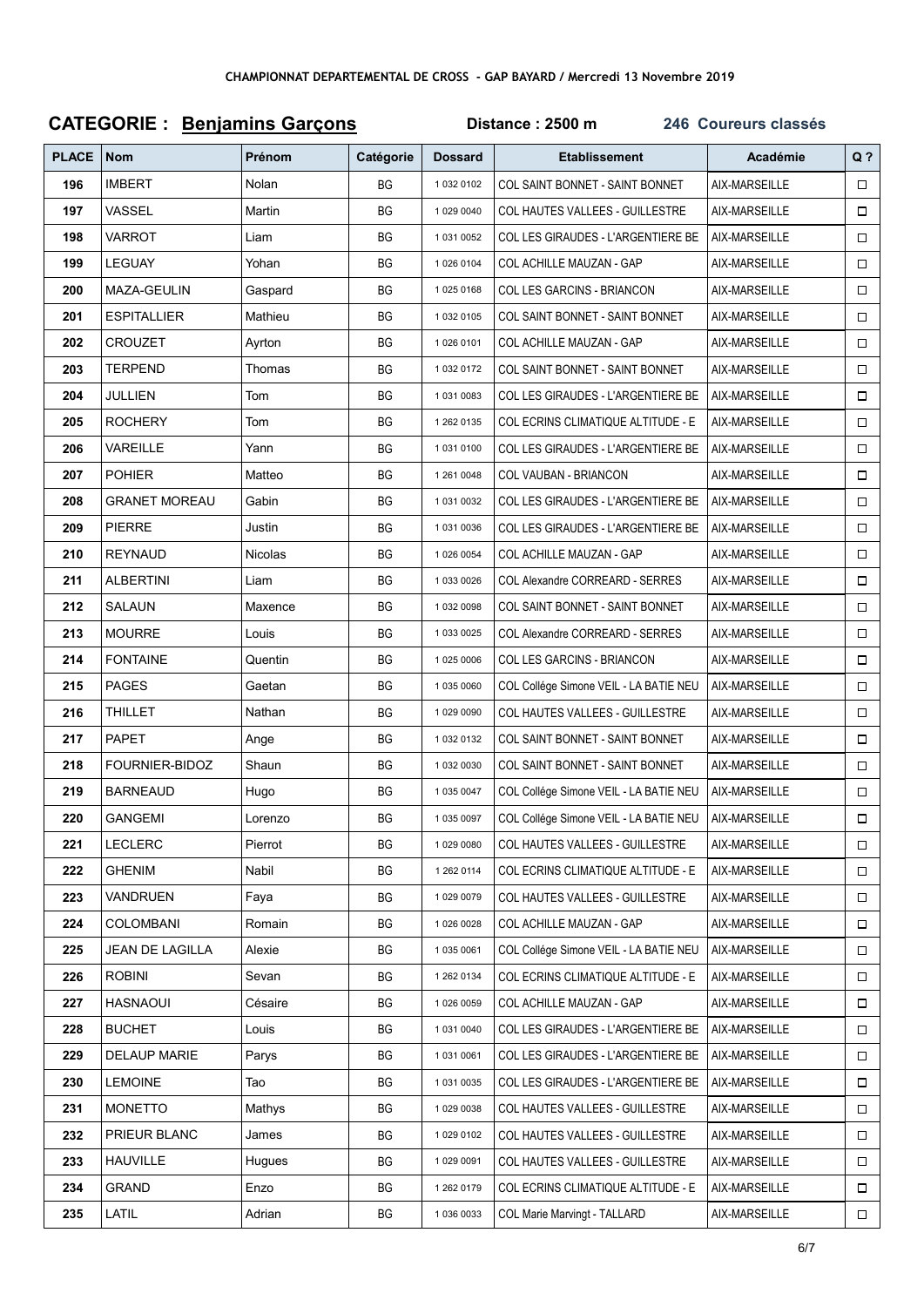CHAMPIONNAT DEPARTEMENTAL DE CROSS - GAP BAYARD / Mercredi 13 Novembre 2019

## CATEGORIE : Benjamins Garçons

**Distance : 2500 m** **246 Coureurs classés**

| PLACE | Nom | Prénom | Catégorie | Dossard | Etablissement | Académie | Q ? |
|---|---|---|---|---|---|---|---|
| 196 | IMBERT | Nolan | BG | 1 032 0102 | COL SAINT BONNET - SAINT BONNET | AIX-MARSEILLE | ☐ |
| 197 | VASSEL | Martin | BG | 1 029 0040 | COL HAUTES VALLEES - GUILLESTRE | AIX-MARSEILLE | ☐ |
| 198 | VARROT | Liam | BG | 1 031 0052 | COL LES GIRAUDES - L'ARGENTIERE BE | AIX-MARSEILLE | ☐ |
| 199 | LEGUAY | Yohan | BG | 1 026 0104 | COL ACHILLE MAUZAN - GAP | AIX-MARSEILLE | ☐ |
| 200 | MAZA-GEULIN | Gaspard | BG | 1 025 0168 | COL LES GARCINS - BRIANCON | AIX-MARSEILLE | ☐ |
| 201 | ESPITALLIER | Mathieu | BG | 1 032 0105 | COL SAINT BONNET - SAINT BONNET | AIX-MARSEILLE | ☐ |
| 202 | CROUZET | Ayrton | BG | 1 026 0101 | COL ACHILLE MAUZAN - GAP | AIX-MARSEILLE | ☐ |
| 203 | TERPEND | Thomas | BG | 1 032 0172 | COL SAINT BONNET - SAINT BONNET | AIX-MARSEILLE | ☐ |
| 204 | JULLIEN | Tom | BG | 1 031 0083 | COL LES GIRAUDES - L'ARGENTIERE BE | AIX-MARSEILLE | ☐ |
| 205 | ROCHERY | Tom | BG | 1 262 0135 | COL ECRINS CLIMATIQUE ALTITUDE - E | AIX-MARSEILLE | ☐ |
| 206 | VAREILLE | Yann | BG | 1 031 0100 | COL LES GIRAUDES - L'ARGENTIERE BE | AIX-MARSEILLE | ☐ |
| 207 | POHIER | Matteo | BG | 1 261 0048 | COL VAUBAN - BRIANCON | AIX-MARSEILLE | ☐ |
| 208 | GRANET MOREAU | Gabin | BG | 1 031 0032 | COL LES GIRAUDES - L'ARGENTIERE BE | AIX-MARSEILLE | ☐ |
| 209 | PIERRE | Justin | BG | 1 031 0036 | COL LES GIRAUDES - L'ARGENTIERE BE | AIX-MARSEILLE | ☐ |
| 210 | REYNAUD | Nicolas | BG | 1 026 0054 | COL ACHILLE MAUZAN - GAP | AIX-MARSEILLE | ☐ |
| 211 | ALBERTINI | Liam | BG | 1 033 0026 | COL Alexandre CORREARD - SERRES | AIX-MARSEILLE | ☐ |
| 212 | SALAUN | Maxence | BG | 1 032 0098 | COL SAINT BONNET - SAINT BONNET | AIX-MARSEILLE | ☐ |
| 213 | MOURRE | Louis | BG | 1 033 0025 | COL Alexandre CORREARD - SERRES | AIX-MARSEILLE | ☐ |
| 214 | FONTAINE | Quentin | BG | 1 025 0006 | COL LES GARCINS - BRIANCON | AIX-MARSEILLE | ☐ |
| 215 | PAGES | Gaetan | BG | 1 035 0060 | COL Collége Simone VEIL - LA BATIE NEU | AIX-MARSEILLE | ☐ |
| 216 | THILLET | Nathan | BG | 1 029 0090 | COL HAUTES VALLEES - GUILLESTRE | AIX-MARSEILLE | ☐ |
| 217 | PAPET | Ange | BG | 1 032 0132 | COL SAINT BONNET - SAINT BONNET | AIX-MARSEILLE | ☐ |
| 218 | FOURNIER-BIDOZ | Shaun | BG | 1 032 0030 | COL SAINT BONNET - SAINT BONNET | AIX-MARSEILLE | ☐ |
| 219 | BARNEAUD | Hugo | BG | 1 035 0047 | COL Collége Simone VEIL - LA BATIE NEU | AIX-MARSEILLE | ☐ |
| 220 | GANGEMI | Lorenzo | BG | 1 035 0097 | COL Collége Simone VEIL - LA BATIE NEU | AIX-MARSEILLE | ☐ |
| 221 | LECLERC | Pierrot | BG | 1 029 0080 | COL HAUTES VALLEES - GUILLESTRE | AIX-MARSEILLE | ☐ |
| 222 | GHENIM | Nabil | BG | 1 262 0114 | COL ECRINS CLIMATIQUE ALTITUDE - E | AIX-MARSEILLE | ☐ |
| 223 | VANDRUEN | Faya | BG | 1 029 0079 | COL HAUTES VALLEES - GUILLESTRE | AIX-MARSEILLE | ☐ |
| 224 | COLOMBANI | Romain | BG | 1 026 0028 | COL ACHILLE MAUZAN - GAP | AIX-MARSEILLE | ☐ |
| 225 | JEAN DE LAGILLA | Alexie | BG | 1 035 0061 | COL Collége Simone VEIL - LA BATIE NEU | AIX-MARSEILLE | ☐ |
| 226 | ROBINI | Sevan | BG | 1 262 0134 | COL ECRINS CLIMATIQUE ALTITUDE - E | AIX-MARSEILLE | ☐ |
| 227 | HASNAOUI | Césaire | BG | 1 026 0059 | COL ACHILLE MAUZAN - GAP | AIX-MARSEILLE | ☐ |
| 228 | BUCHET | Louis | BG | 1 031 0040 | COL LES GIRAUDES - L'ARGENTIERE BE | AIX-MARSEILLE | ☐ |
| 229 | DELAUP MARIE | Parys | BG | 1 031 0061 | COL LES GIRAUDES - L'ARGENTIERE BE | AIX-MARSEILLE | ☐ |
| 230 | LEMOINE | Tao | BG | 1 031 0035 | COL LES GIRAUDES - L'ARGENTIERE BE | AIX-MARSEILLE | ☐ |
| 231 | MONETTO | Mathys | BG | 1 029 0038 | COL HAUTES VALLEES - GUILLESTRE | AIX-MARSEILLE | ☐ |
| 232 | PRIEUR BLANC | James | BG | 1 029 0102 | COL HAUTES VALLEES - GUILLESTRE | AIX-MARSEILLE | ☐ |
| 233 | HAUVILLE | Hugues | BG | 1 029 0091 | COL HAUTES VALLEES - GUILLESTRE | AIX-MARSEILLE | ☐ |
| 234 | GRAND | Enzo | BG | 1 262 0179 | COL ECRINS CLIMATIQUE ALTITUDE - E | AIX-MARSEILLE | ☐ |
| 235 | LATIL | Adrian | BG | 1 036 0033 | COL Marie Marvingt - TALLARD | AIX-MARSEILLE | ☐ |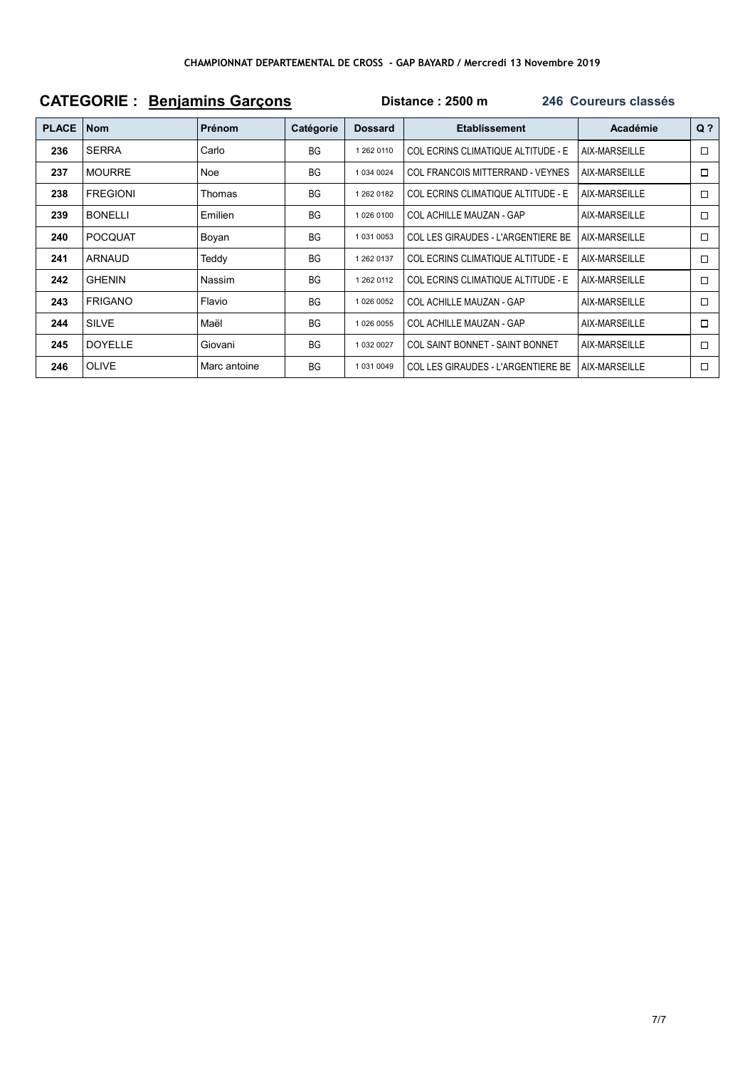**CHAMPIONNAT DEPARTEMENTAL DE CROSS - GAP BAYARD / Mercredi 13 Novembre 2019**

## CATEGORIE : Benjamins Garçons

**Distance : 2500 m** **246 Coureurs classés**

| PLACE | Nom | Prénom | Catégorie | Dossard | Etablissement | Académie | Q ? |
|---|---|---|---|---|---|---|---|
| 236 | SERRA | Carlo | BG | 1 262 0110 | COL ECRINS CLIMATIQUE ALTITUDE - E | AIX-MARSEILLE | ☐ |
| 237 | MOURRE | Noe | BG | 1 034 0024 | COL FRANCOIS MITTERRAND - VEYNES | AIX-MARSEILLE | ☐ |
| 238 | FREGIONI | Thomas | BG | 1 262 0182 | COL ECRINS CLIMATIQUE ALTITUDE - E | AIX-MARSEILLE | ☐ |
| 239 | BONELLI | Emilien | BG | 1 026 0100 | COL ACHILLE MAUZAN - GAP | AIX-MARSEILLE | ☐ |
| 240 | POCQUAT | Boyan | BG | 1 031 0053 | COL LES GIRAUDES - L'ARGENTIERE BE | AIX-MARSEILLE | ☐ |
| 241 | ARNAUD | Teddy | BG | 1 262 0137 | COL ECRINS CLIMATIQUE ALTITUDE - E | AIX-MARSEILLE | ☐ |
| 242 | GHENIN | Nassim | BG | 1 262 0112 | COL ECRINS CLIMATIQUE ALTITUDE - E | AIX-MARSEILLE | ☐ |
| 243 | FRIGANO | Flavio | BG | 1 026 0052 | COL ACHILLE MAUZAN - GAP | AIX-MARSEILLE | ☐ |
| 244 | SILVE | Maël | BG | 1 026 0055 | COL ACHILLE MAUZAN - GAP | AIX-MARSEILLE | ☐ |
| 245 | DOYELLE | Giovani | BG | 1 032 0027 | COL SAINT BONNET - SAINT BONNET | AIX-MARSEILLE | ☐ |
| 246 | OLIVE | Marc antoine | BG | 1 031 0049 | COL LES GIRAUDES - L'ARGENTIERE BE | AIX-MARSEILLE | ☐ |